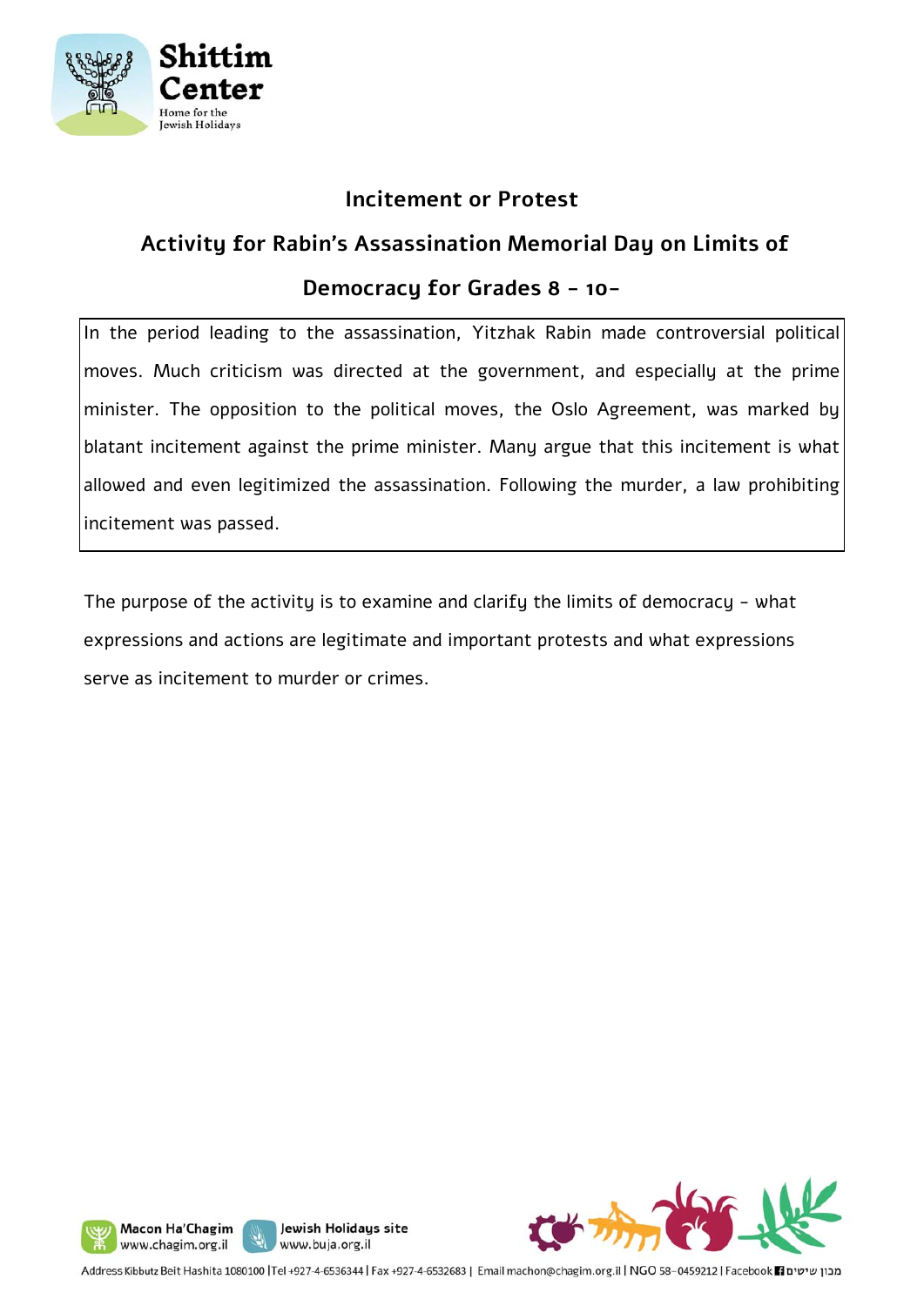## Incitement or Protest

## Activity for Rabin's Assassination Memorial Day on Limits of Democracy for Grades 8 - 10-

In the period leading to the assassination, Yitzhak Rabin made controversial political moves. Much criticism was directed at the government, and especially at the prime minister. The opposition to the political moves, the Oslo Agreement, was marked by blatant incitement against the prime minister. Many argue that this incitement is what allowed and even legitimized the assassination. Following the murder, a law prohibiting incitement was passed.

The purpose of the activity is to examine and clarify the limits of democracy - what expressions and actions are legitimate and important protests and what expressions serve as incitement to murder or crimes.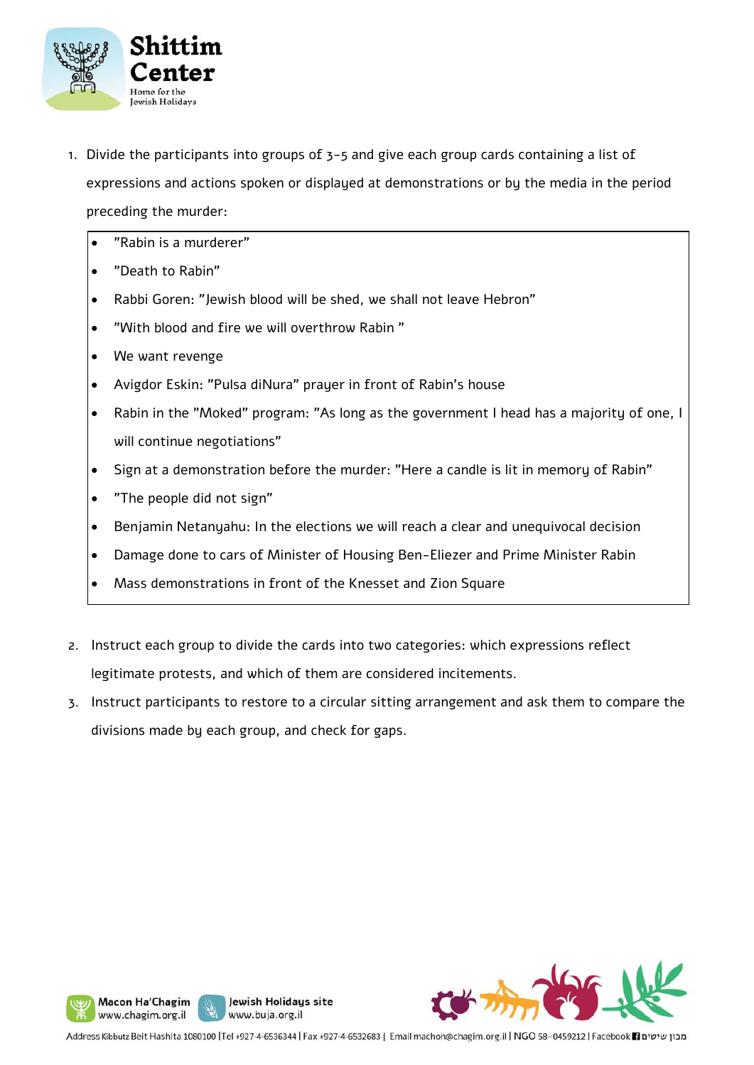1. Divide the participants into groups of 3-5 and give each group cards containing a list of expressions and actions spoken or displayed at demonstrations or by the media in the period preceding the murder:

- "Rabin is a murderer"
- "Death to Rabin"
- Rabbi Goren: "Jewish blood will be shed, we shall not leave Hebron"
- "With blood and fire we will overthrow Rabin "
- We want revenge
- Avigdor Eskin: "Pulsa diNura" prayer in front of Rabin's house
- Rabin in the "Moked" program: "As long as the government I head has a majority of one, I will continue negotiations"
- Sign at a demonstration before the murder: "Here a candle is lit in memory of Rabin"
- "The people did not sign"
- Benjamin Netanyahu: In the elections we will reach a clear and unequivocal decision
- Damage done to cars of Minister of Housing Ben-Eliezer and Prime Minister Rabin
- Mass demonstrations in front of the Knesset and Zion Square

2. Instruct each group to divide the cards into two categories: which expressions reflect legitimate protests, and which of them are considered incitements.
3. Instruct participants to restore to a circular sitting arrangement and ask them to compare the divisions made by each group, and check for gaps.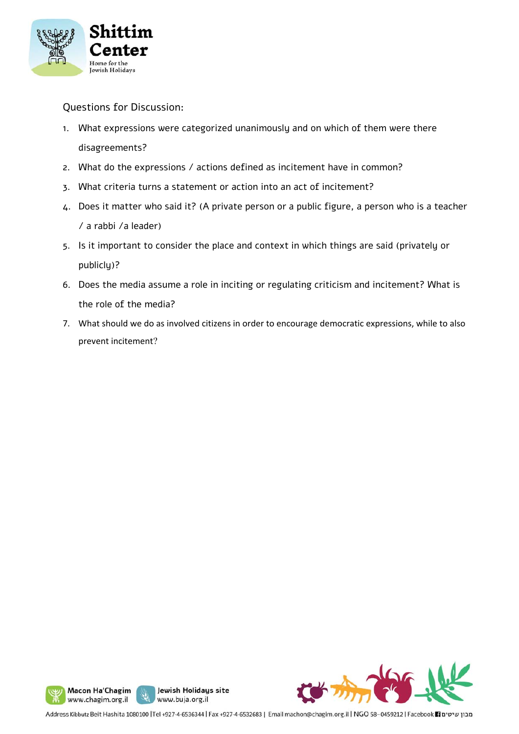Questions for Discussion:

1. What expressions were categorized unanimously and on which of them were there disagreements?
2. What do the expressions / actions defined as incitement have in common?
3. What criteria turns a statement or action into an act of incitement?
4. Does it matter who said it? (A private person or a public figure, a person who is a teacher / a rabbi /a leader)
5. Is it important to consider the place and context in which things are said (privately or publicly)?
6. Does the media assume a role in inciting or regulating criticism and incitement? What is the role of the media?
7. What should we do as involved citizens in order to encourage democratic expressions, while to also prevent incitement?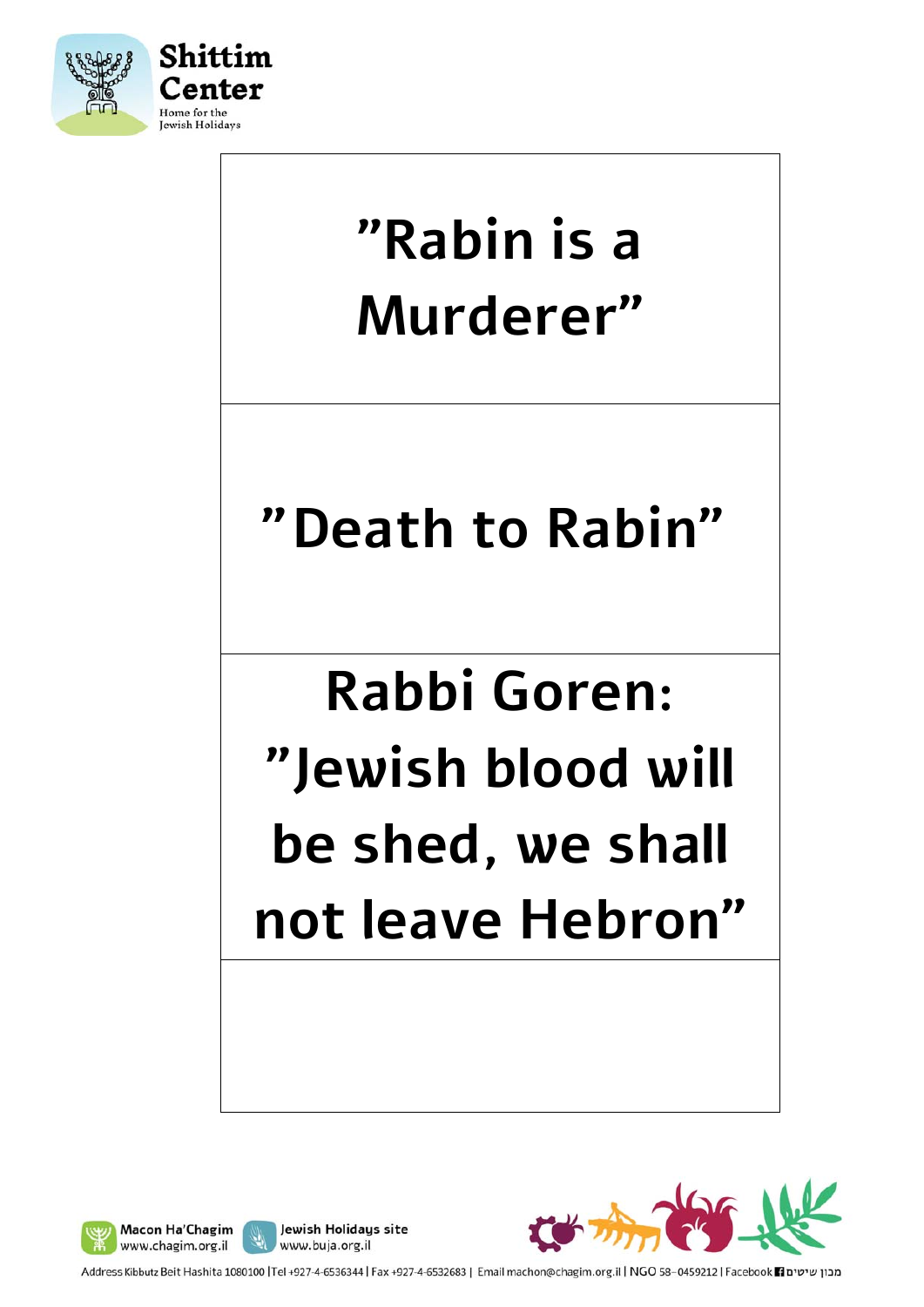| ”Rabin is a Murderer” |
| --- |
| ”Death to Rabin” |
| Rabbi Goren: ”Jewish blood will be shed, we shall not leave Hebron” |
| |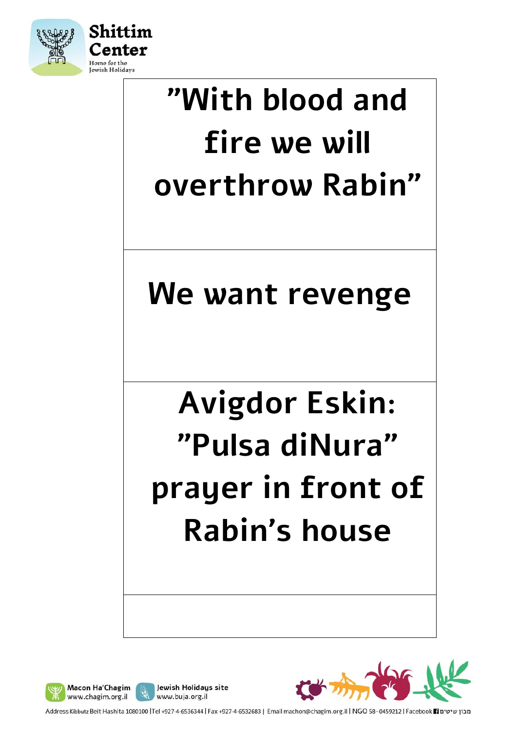"With blood and fire we will overthrow Rabin"

We want revenge

Avigdor Eskin: "Pulsa diNura" prayer in front of Rabin's house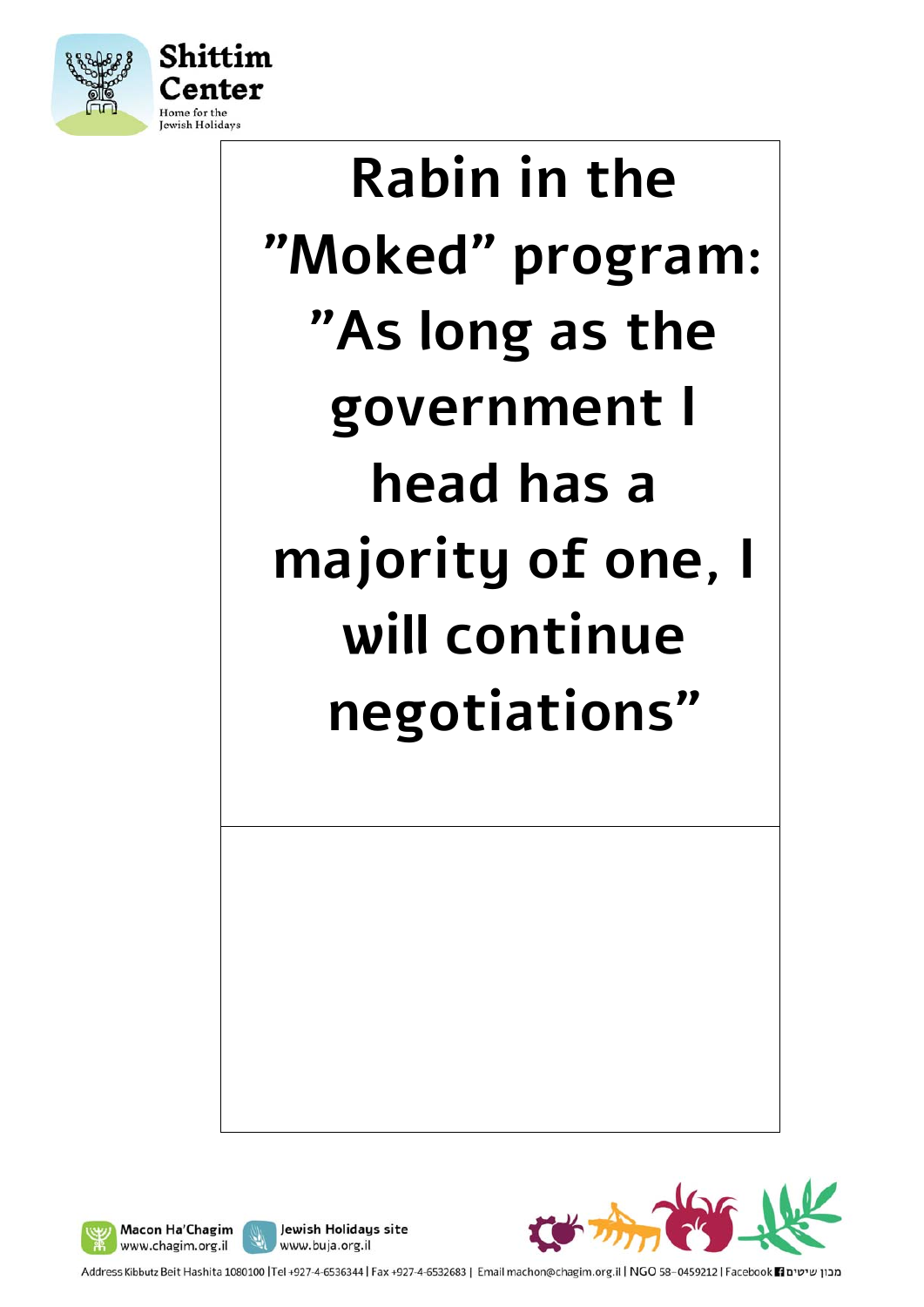# Rabin in the "Moked" program: "As long as the government I head has a majority of one, I will continue negotiations"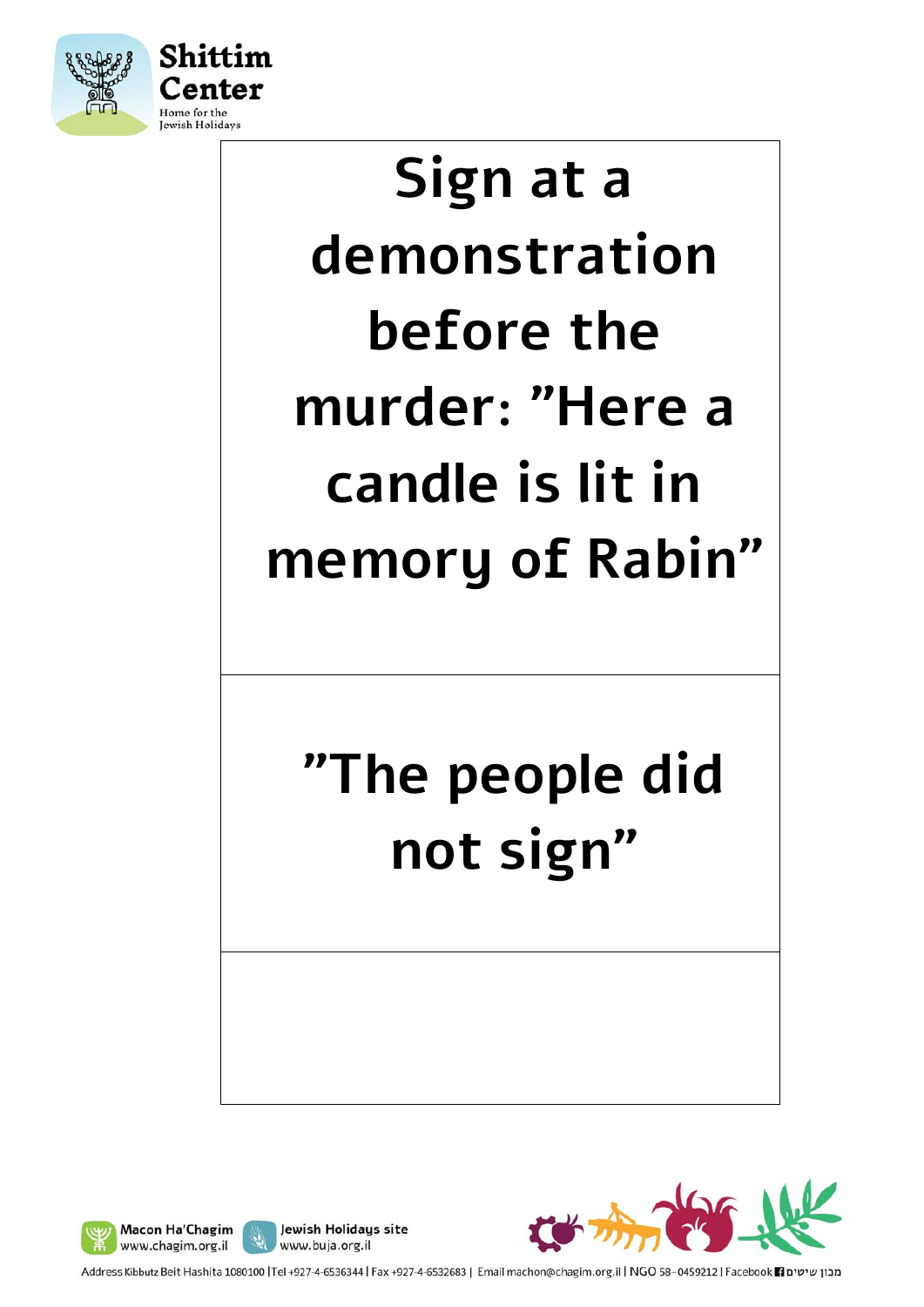Sign at a demonstration before the murder: "Here a candle is lit in memory of Rabin"

"The people did not sign"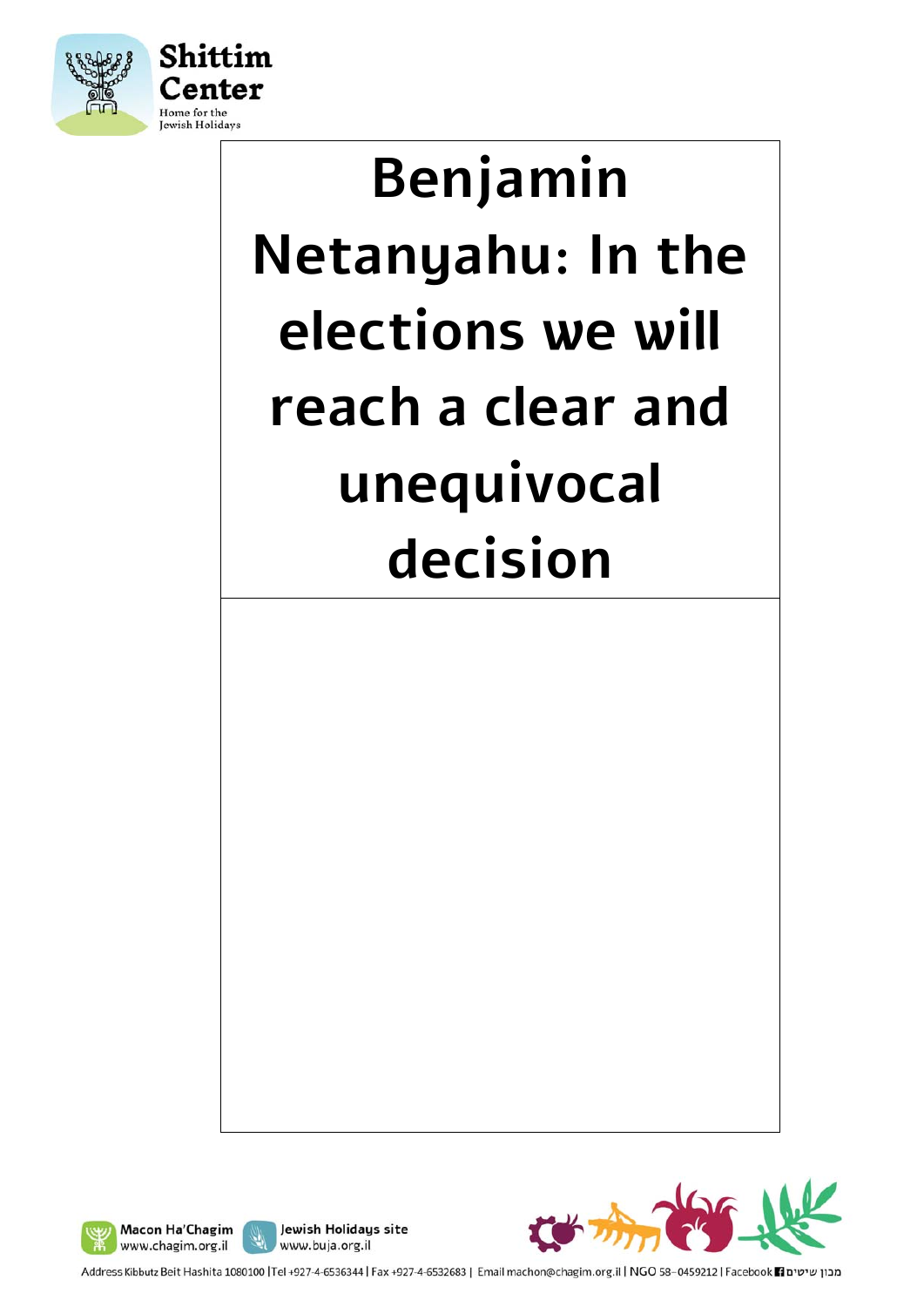# Benjamin Netanyahu: In the elections we will reach a clear and unequivocal decision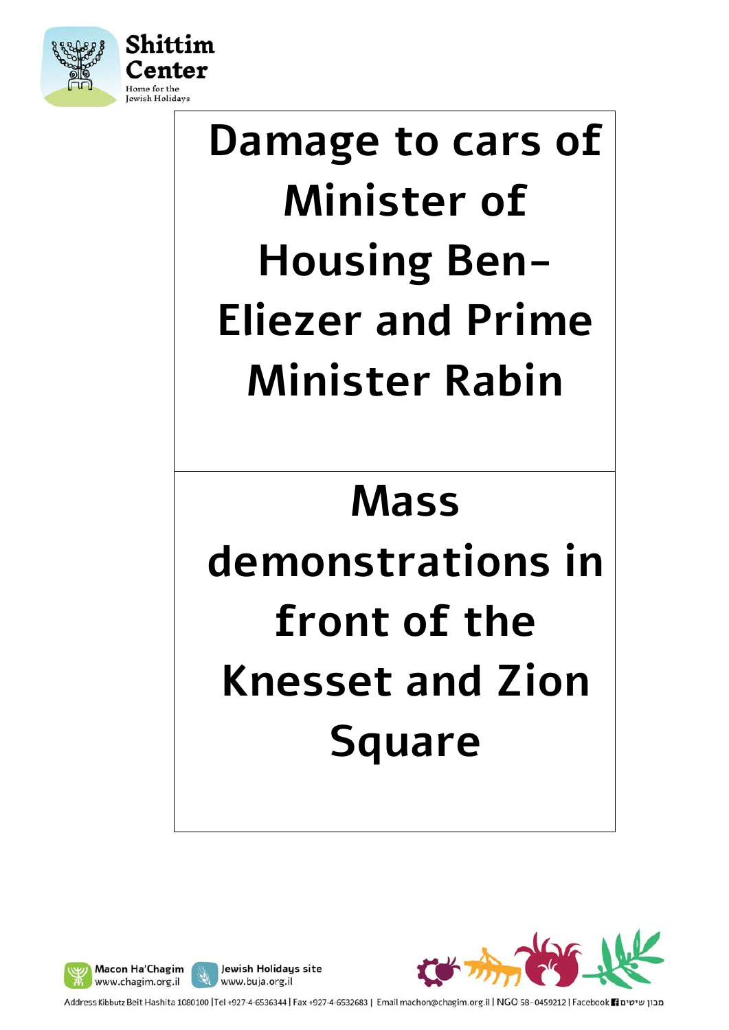| |
|---|
| Damage to cars of Minister of Housing Ben-Eliezer and Prime Minister Rabin |
| Mass demonstrations in front of the Knesset and Zion Square |